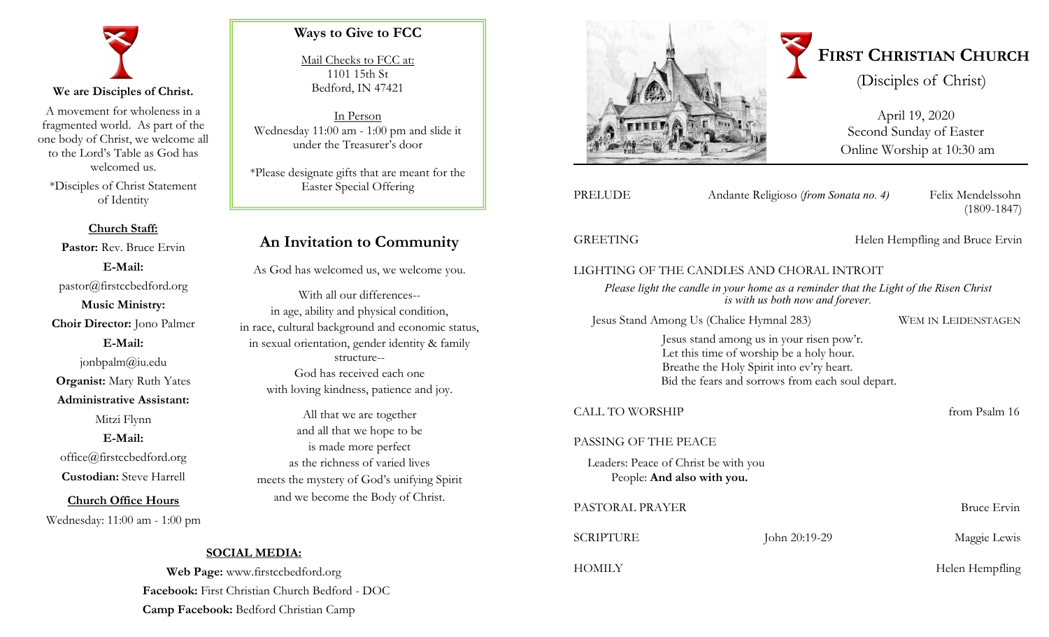**We are Disciples of Christ.**

A movement for wholeness in a fragmented world. As part of the one body of Christ, we welcome all to the Lord's Table as God has welcomed us.

*Disciples of Christ Statement of Identity

**Church Staff:**

**Pastor:** Rev. Bruce Ervin

**E-Mail:** pastor@firstccbedford.org

**Music Ministry:**

**Choir Director:** Jono Palmer

**E-Mail:** jonbpalm@iu.edu

**Organist:** Mary Ruth Yates

**Administrative Assistant:** Mitzi Flynn

**E-Mail:** office@firstccbedford.org

**Custodian:** Steve Harrell

**Church Office Hours**

Wednesday: 11:00 am - 1:00 pm

## Ways to Give to FCC

Mail Checks to FCC at:
1101 15th St
Bedford, IN 47421

In Person
Wednesday 11:00 am - 1:00 pm and slide it under the Treasurer's door

*Please designate gifts that are meant for the Easter Special Offering

## An Invitation to Community

As God has welcomed us, we welcome you.

With all our differences--
in age, ability and physical condition,
in race, cultural background and economic status,
in sexual orientation, gender identity & family structure--
God has received each one
with loving kindness, patience and joy.

All that we are together
and all that we hope to be
is made more perfect
as the richness of varied lives
meets the mystery of God's unifying Spirit
and we become the Body of Christ.

**SOCIAL MEDIA:**

**Web Page:** www.firstccbedford.org
**Facebook:** First Christian Church Bedford - DOC
**Camp Facebook:** Bedford Christian Camp

# FIRST CHRISTIAN CHURCH

(Disciples of Christ)

April 19, 2020
Second Sunday of Easter
Online Worship at 10:30 am

PRELUDE — Andante Religioso (*from Sonata no. 4)* — Felix Mendelssohn (1809-1847)

GREETING — Helen Hempfling and Bruce Ervin

LIGHTING OF THE CANDLES AND CHORAL INTROIT

*Please light the candle in your home as a reminder that the Light of the Risen Christ is with us both now and forever.*

Jesus Stand Among Us (Chalice Hymnal 283) — WEM IN LEIDENSTAGEN

Jesus stand among us in your risen pow'r.
Let this time of worship be a holy hour.
Breathe the Holy Spirit into ev'ry heart.
Bid the fears and sorrows from each soul depart.

CALL TO WORSHIP — from Psalm 16

PASSING OF THE PEACE

Leaders: Peace of Christ be with you
People: **And also with you.**

PASTORAL PRAYER — Bruce Ervin

SCRIPTURE — John 20:19-29 — Maggie Lewis

HOMILY — Helen Hempfling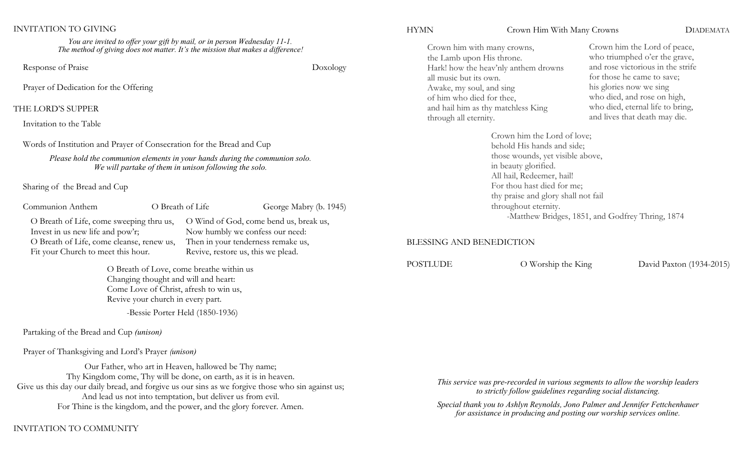## INVITATION TO GIVING

*You are invited to offer your gift by mail, or in person Wednesday 11-1.*
*The method of giving does not matter. It's the mission that makes a difference!*

Response of Praise — Doxology

Prayer of Dedication for the Offering

## THE LORD'S SUPPER

Invitation to the Table

Words of Institution and Prayer of Consecration for the Bread and Cup

*Please hold the communion elements in your hands during the communion solo.*
*We will partake of them in unison following the solo.*

Sharing of the Bread and Cup

Communion Anthem — O Breath of Life — George Mabry (b. 1945)

O Breath of Life, come sweeping thru us,
Invest in us new life and pow'r;
O Breath of Life, come cleanse, renew us,
Fit your Church to meet this hour.

O Wind of God, come bend us, break us,
Now humbly we confess our need:
Then in your tenderness remake us,
Revive, restore us, this we plead.

O Breath of Love, come breathe within us
Changing thought and will and heart:
Come Love of Christ, afresh to win us,
Revive your church in every part.

-Bessie Porter Held (1850-1936)

Partaking of the Bread and Cup *(unison)*

Prayer of Thanksgiving and Lord's Prayer *(unison)*

Our Father, who art in Heaven, hallowed be Thy name;
Thy Kingdom come, Thy will be done, on earth, as it is in heaven.
Give us this day our daily bread, and forgive us our sins as we forgive those who sin against us;
And lead us not into temptation, but deliver us from evil.
For Thine is the kingdom, and the power, and the glory forever. Amen.

## INVITATION TO COMMUNITY

## HYMN — Crown Him With Many Crowns — DIADEMATA

Crown him with many crowns,
the Lamb upon His throne.
Hark! how the heav'nly anthem drowns
all music but its own.
Awake, my soul, and sing
of him who died for thee,
and hail him as thy matchless King
through all eternity.

Crown him the Lord of peace,
who triumphed o'er the grave,
and rose victorious in the strife
for those he came to save;
his glories now we sing
who died, and rose on high,
who died, eternal life to bring,
and lives that death may die.

Crown him the Lord of love;
behold His hands and side;
those wounds, yet visible above,
in beauty glorified.
All hail, Redeemer, hail!
For thou hast died for me;
thy praise and glory shall not fail
throughout eternity.

-Matthew Bridges, 1851, and Godfrey Thring, 1874

## BLESSING AND BENEDICTION

## POSTLUDE — O Worship the King — David Paxton (1934-2015)

*This service was pre-recorded in various segments to allow the worship leaders to strictly follow guidelines regarding social distancing.*

*Special thank you to Ashlyn Reynolds, Jono Palmer and Jennifer Fettchenhauer for assistance in producing and posting our worship services online.*